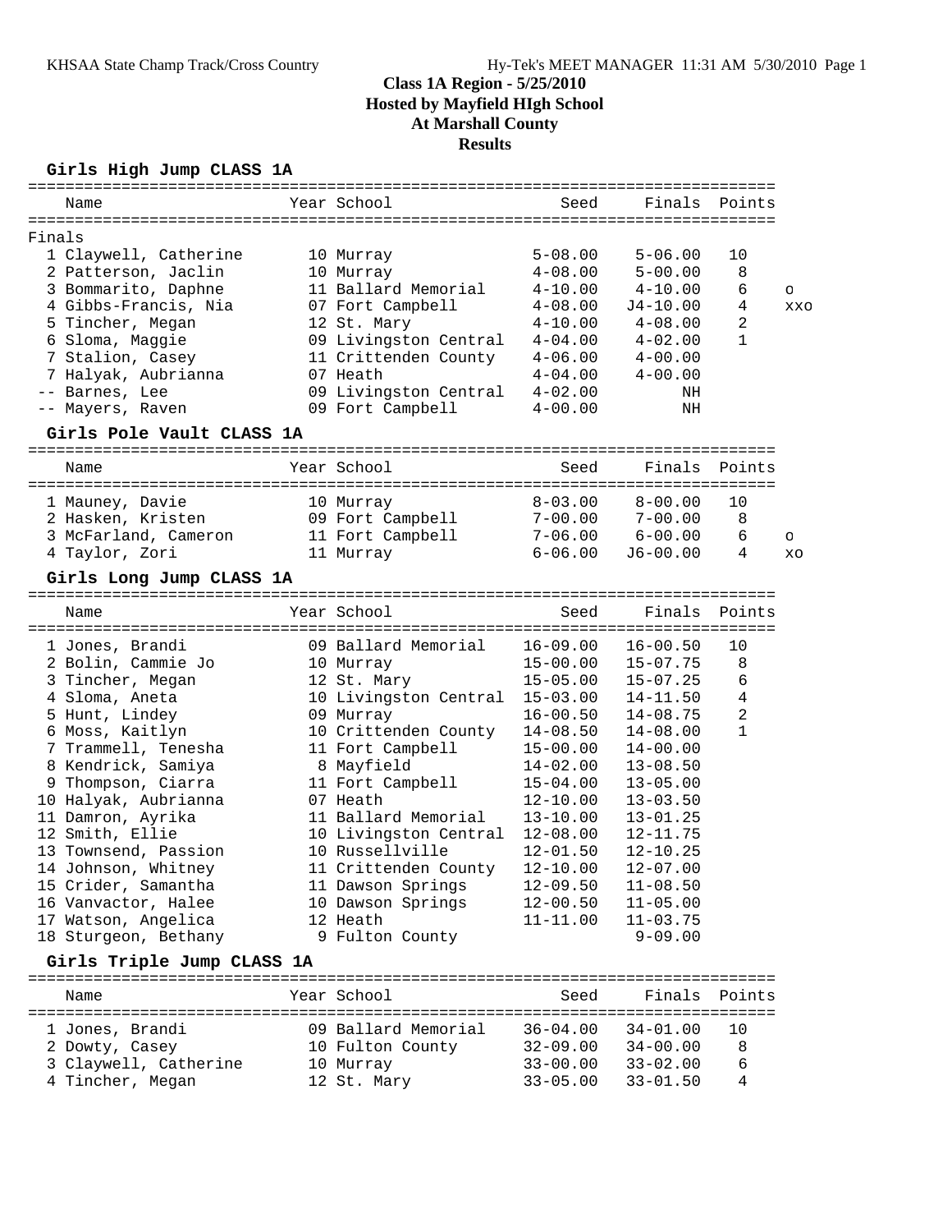# Class 1A Region - 5/25/2010
## Hosted by Mayfield HIgh School
## At Marshall County
## Results

### Girls High Jump CLASS 1A

| | Name | Year | School | Seed | Finals | Points | |
|---|---|---|---|---|---|---|---|
| **Finals** | | | | | | | |
| 1 | Claywell, Catherine | 10 | Murray | 5-08.00 | 5-06.00 | 10 | |
| 2 | Patterson, Jaclin | 10 | Murray | 4-08.00 | 5-00.00 | 8 | |
| 3 | Bommarito, Daphne | 11 | Ballard Memorial | 4-10.00 | 4-10.00 | 6 | O |
| 4 | Gibbs-Francis, Nia | 07 | Fort Campbell | 4-08.00 | J4-10.00 | 4 | XXO |
| 5 | Tincher, Megan | 12 | St. Mary | 4-10.00 | 4-08.00 | 2 | |
| 6 | Sloma, Maggie | 09 | Livingston Central | 4-04.00 | 4-02.00 | 1 | |
| 7 | Stalion, Casey | 11 | Crittenden County | 4-06.00 | 4-00.00 | | |
| 7 | Halyak, Aubrianna | 07 | Heath | 4-04.00 | 4-00.00 | | |
| -- | Barnes, Lee | 09 | Livingston Central | 4-02.00 | NH | | |
| -- | Mayers, Raven | 09 | Fort Campbell | 4-00.00 | NH | | |

### Girls Pole Vault CLASS 1A

| | Name | Year | School | Seed | Finals | Points | |
|---|---|---|---|---|---|---|---|
| 1 | Mauney, Davie | 10 | Murray | 8-03.00 | 8-00.00 | 10 | |
| 2 | Hasken, Kristen | 09 | Fort Campbell | 7-00.00 | 7-00.00 | 8 | |
| 3 | McFarland, Cameron | 11 | Fort Campbell | 7-06.00 | 6-00.00 | 6 | O |
| 4 | Taylor, Zori | 11 | Murray | 6-06.00 | J6-00.00 | 4 | XO |

### Girls Long Jump CLASS 1A

| | Name | Year | School | Seed | Finals | Points |
|---|---|---|---|---|---|---|
| 1 | Jones, Brandi | 09 | Ballard Memorial | 16-09.00 | 16-00.50 | 10 |
| 2 | Bolin, Cammie Jo | 10 | Murray | 15-00.00 | 15-07.75 | 8 |
| 3 | Tincher, Megan | 12 | St. Mary | 15-05.00 | 15-07.25 | 6 |
| 4 | Sloma, Aneta | 10 | Livingston Central | 15-03.00 | 14-11.50 | 4 |
| 5 | Hunt, Lindey | 09 | Murray | 16-00.50 | 14-08.75 | 2 |
| 6 | Moss, Kaitlyn | 10 | Crittenden County | 14-08.50 | 14-08.00 | 1 |
| 7 | Trammell, Tenesha | 11 | Fort Campbell | 15-00.00 | 14-00.00 | |
| 8 | Kendrick, Samiya | 8 | Mayfield | 14-02.00 | 13-08.50 | |
| 9 | Thompson, Ciarra | 11 | Fort Campbell | 15-04.00 | 13-05.00 | |
| 10 | Halyak, Aubrianna | 07 | Heath | 12-10.00 | 13-03.50 | |
| 11 | Damron, Ayrika | 11 | Ballard Memorial | 13-10.00 | 13-01.25 | |
| 12 | Smith, Ellie | 10 | Livingston Central | 12-08.00 | 12-11.75 | |
| 13 | Townsend, Passion | 10 | Russellville | 12-01.50 | 12-10.25 | |
| 14 | Johnson, Whitney | 11 | Crittenden County | 12-10.00 | 12-07.00 | |
| 15 | Crider, Samantha | 11 | Dawson Springs | 12-09.50 | 11-08.50 | |
| 16 | Vanvactor, Halee | 10 | Dawson Springs | 12-00.50 | 11-05.00 | |
| 17 | Watson, Angelica | 12 | Heath | 11-11.00 | 11-03.75 | |
| 18 | Sturgeon, Bethany | 9 | Fulton County | | 9-09.00 | |

### Girls Triple Jump CLASS 1A

| | Name | Year | School | Seed | Finals | Points |
|---|---|---|---|---|---|---|
| 1 | Jones, Brandi | 09 | Ballard Memorial | 36-04.00 | 34-01.00 | 10 |
| 2 | Dowty, Casey | 10 | Fulton County | 32-09.00 | 34-00.00 | 8 |
| 3 | Claywell, Catherine | 10 | Murray | 33-00.00 | 33-02.00 | 6 |
| 4 | Tincher, Megan | 12 | St. Mary | 33-05.00 | 33-01.50 | 4 |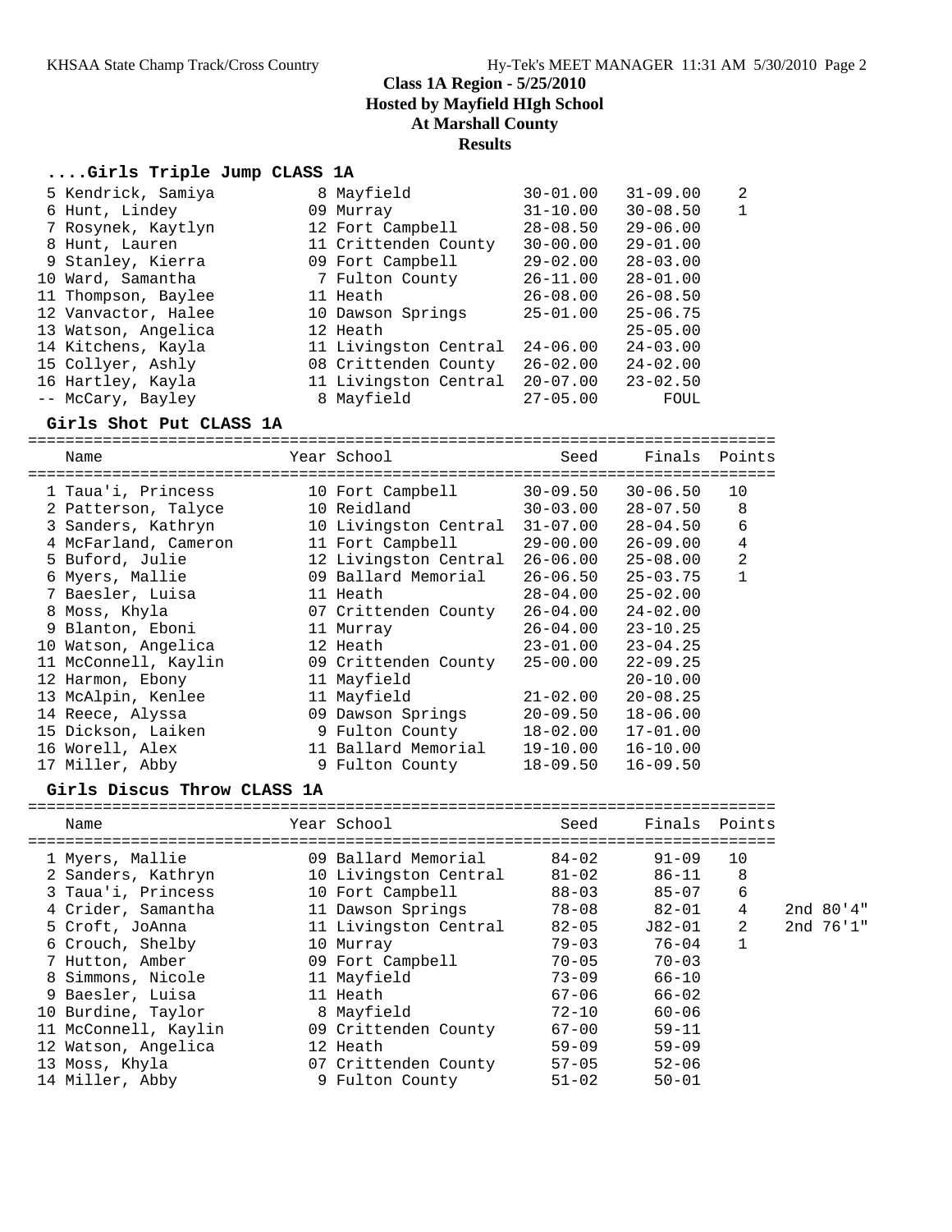**Class 1A Region - 5/25/2010**
**Hosted by Mayfield HIgh School**
**At Marshall County**
**Results**

### ....Girls Triple Jump CLASS 1A

| Place | Name | Year | School | Seed | Finals | Points |
|---|---|---|---|---|---|---|
| 5 | Kendrick, Samiya | 8 | Mayfield | 30-01.00 | 31-09.00 | 2 |
| 6 | Hunt, Lindey | 09 | Murray | 31-10.00 | 30-08.50 | 1 |
| 7 | Rosynek, Kaytlyn | 12 | Fort Campbell | 28-08.50 | 29-06.00 | |
| 8 | Hunt, Lauren | 11 | Crittenden County | 30-00.00 | 29-01.00 | |
| 9 | Stanley, Kierra | 09 | Fort Campbell | 29-02.00 | 28-03.00 | |
| 10 | Ward, Samantha | 7 | Fulton County | 26-11.00 | 28-01.00 | |
| 11 | Thompson, Baylee | 11 | Heath | 26-08.00 | 26-08.50 | |
| 12 | Vanvactor, Halee | 10 | Dawson Springs | 25-01.00 | 25-06.75 | |
| 13 | Watson, Angelica | 12 | Heath | | 25-05.00 | |
| 14 | Kitchens, Kayla | 11 | Livingston Central | 24-06.00 | 24-03.00 | |
| 15 | Collyer, Ashly | 08 | Crittenden County | 26-02.00 | 24-02.00 | |
| 16 | Hartley, Kayla | 11 | Livingston Central | 20-07.00 | 23-02.50 | |
| -- | McCary, Bayley | 8 | Mayfield | 27-05.00 | FOUL | |

### Girls Shot Put CLASS 1A

| Place | Name | Year | School | Seed | Finals | Points |
|---|---|---|---|---|---|---|
| 1 | Taua'i, Princess | 10 | Fort Campbell | 30-09.50 | 30-06.50 | 10 |
| 2 | Patterson, Talyce | 10 | Reidland | 30-03.00 | 28-07.50 | 8 |
| 3 | Sanders, Kathryn | 10 | Livingston Central | 31-07.00 | 28-04.50 | 6 |
| 4 | McFarland, Cameron | 11 | Fort Campbell | 29-00.00 | 26-09.00 | 4 |
| 5 | Buford, Julie | 12 | Livingston Central | 26-06.00 | 25-08.00 | 2 |
| 6 | Myers, Mallie | 09 | Ballard Memorial | 26-06.50 | 25-03.75 | 1 |
| 7 | Baesler, Luisa | 11 | Heath | 28-04.00 | 25-02.00 | |
| 8 | Moss, Khyla | 07 | Crittenden County | 26-04.00 | 24-02.00 | |
| 9 | Blanton, Eboni | 11 | Murray | 26-04.00 | 23-10.25 | |
| 10 | Watson, Angelica | 12 | Heath | 23-01.00 | 23-04.25 | |
| 11 | McConnell, Kaylin | 09 | Crittenden County | 25-00.00 | 22-09.25 | |
| 12 | Harmon, Ebony | 11 | Mayfield | | 20-10.00 | |
| 13 | McAlpin, Kenlee | 11 | Mayfield | 21-02.00 | 20-08.25 | |
| 14 | Reece, Alyssa | 09 | Dawson Springs | 20-09.50 | 18-06.00 | |
| 15 | Dickson, Laiken | 9 | Fulton County | 18-02.00 | 17-01.00 | |
| 16 | Worell, Alex | 11 | Ballard Memorial | 19-10.00 | 16-10.00 | |
| 17 | Miller, Abby | 9 | Fulton County | 18-09.50 | 16-09.50 | |

### Girls Discus Throw CLASS 1A

| Place | Name | Year | School | Seed | Finals | Points | |
|---|---|---|---|---|---|---|---|
| 1 | Myers, Mallie | 09 | Ballard Memorial | 84-02 | 91-09 | 10 | |
| 2 | Sanders, Kathryn | 10 | Livingston Central | 81-02 | 86-11 | 8 | |
| 3 | Taua'i, Princess | 10 | Fort Campbell | 88-03 | 85-07 | 6 | |
| 4 | Crider, Samantha | 11 | Dawson Springs | 78-08 | 82-01 | 4 | 2nd 80'4" |
| 5 | Croft, JoAnna | 11 | Livingston Central | 82-05 | J82-01 | 2 | 2nd 76'1" |
| 6 | Crouch, Shelby | 10 | Murray | 79-03 | 76-04 | 1 | |
| 7 | Hutton, Amber | 09 | Fort Campbell | 70-05 | 70-03 | | |
| 8 | Simmons, Nicole | 11 | Mayfield | 73-09 | 66-10 | | |
| 9 | Baesler, Luisa | 11 | Heath | 67-06 | 66-02 | | |
| 10 | Burdine, Taylor | 8 | Mayfield | 72-10 | 60-06 | | |
| 11 | McConnell, Kaylin | 09 | Crittenden County | 67-00 | 59-11 | | |
| 12 | Watson, Angelica | 12 | Heath | 59-09 | 59-09 | | |
| 13 | Moss, Khyla | 07 | Crittenden County | 57-05 | 52-06 | | |
| 14 | Miller, Abby | 9 | Fulton County | 51-02 | 50-01 | | |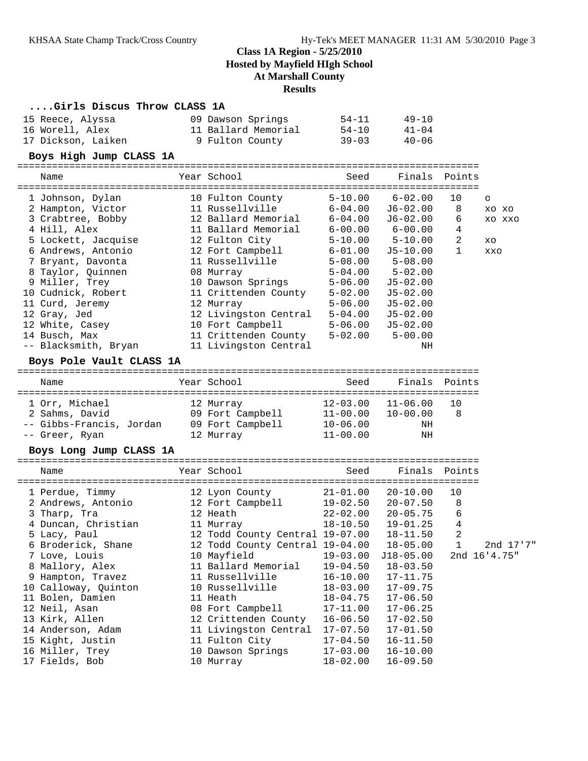## Class 1A Region - 5/25/2010

**Hosted by Mayfield HIgh School**

**At Marshall County**

**Results**

### ....Girls Discus Throw CLASS 1A

| Place | Name | Year | School | Seed | Finals |
|---|---|---|---|---|---|
| 15 | Reece, Alyssa | 09 | Dawson Springs | 54-11 | 49-10 |
| 16 | Worell, Alex | 11 | Ballard Memorial | 54-10 | 41-04 |
| 17 | Dickson, Laiken | 9 | Fulton County | 39-03 | 40-06 |

### Boys High Jump CLASS 1A

| Place | Name | Year | School | Seed | Finals | Points | |
|---|---|---|---|---|---|---|---|
| 1 | Johnson, Dylan | 10 | Fulton County | 5-10.00 | 6-02.00 | 10 | o |
| 2 | Hampton, Victor | 11 | Russellville | 6-04.00 | J6-02.00 | 8 | xo xo |
| 3 | Crabtree, Bobby | 12 | Ballard Memorial | 6-04.00 | J6-02.00 | 6 | xo xxo |
| 4 | Hill, Alex | 11 | Ballard Memorial | 6-00.00 | 6-00.00 | 4 | |
| 5 | Lockett, Jacquise | 12 | Fulton City | 5-10.00 | 5-10.00 | 2 | xo |
| 6 | Andrews, Antonio | 12 | Fort Campbell | 6-01.00 | J5-10.00 | 1 | xxo |
| 7 | Bryant, Davonta | 11 | Russellville | 5-08.00 | 5-08.00 | | |
| 8 | Taylor, Quinnen | 08 | Murray | 5-04.00 | 5-02.00 | | |
| 9 | Miller, Trey | 10 | Dawson Springs | 5-06.00 | J5-02.00 | | |
| 10 | Cudnick, Robert | 11 | Crittenden County | 5-02.00 | J5-02.00 | | |
| 11 | Curd, Jeremy | 12 | Murray | 5-06.00 | J5-02.00 | | |
| 12 | Gray, Jed | 12 | Livingston Central | 5-04.00 | J5-02.00 | | |
| 12 | White, Casey | 10 | Fort Campbell | 5-06.00 | J5-02.00 | | |
| 14 | Busch, Max | 11 | Crittenden County | 5-02.00 | 5-00.00 | | |
| -- | Blacksmith, Bryan | 11 | Livingston Central | | NH | | |

### Boys Pole Vault CLASS 1A

| Place | Name | Year | School | Seed | Finals | Points |
|---|---|---|---|---|---|---|
| 1 | Orr, Michael | 12 | Murray | 12-03.00 | 11-06.00 | 10 |
| 2 | Sahms, David | 09 | Fort Campbell | 11-00.00 | 10-00.00 | 8 |
| -- | Gibbs-Francis, Jordan | 09 | Fort Campbell | 10-06.00 | NH | |
| -- | Greer, Ryan | 12 | Murray | 11-00.00 | NH | |

### Boys Long Jump CLASS 1A

| Place | Name | Year | School | Seed | Finals | Points | |
|---|---|---|---|---|---|---|---|
| 1 | Perdue, Timmy | 12 | Lyon County | 21-01.00 | 20-10.00 | 10 | |
| 2 | Andrews, Antonio | 12 | Fort Campbell | 19-02.50 | 20-07.50 | 8 | |
| 3 | Tharp, Tra | 12 | Heath | 22-02.00 | 20-05.75 | 6 | |
| 4 | Duncan, Christian | 11 | Murray | 18-10.50 | 19-01.25 | 4 | |
| 5 | Lacy, Paul | 12 | Todd County Central | 19-07.00 | 18-11.50 | 2 | |
| 6 | Broderick, Shane | 12 | Todd County Central | 19-04.00 | 18-05.00 | 1 | 2nd 17'7" |
| 7 | Love, Louis | 10 | Mayfield | 19-03.00 | J18-05.00 | | 2nd 16'4.75" |
| 8 | Mallory, Alex | 11 | Ballard Memorial | 19-04.50 | 18-03.50 | | |
| 9 | Hampton, Travez | 11 | Russellville | 16-10.00 | 17-11.75 | | |
| 10 | Calloway, Quinton | 10 | Russellville | 18-03.00 | 17-09.75 | | |
| 11 | Bolen, Damien | 11 | Heath | 18-04.75 | 17-06.50 | | |
| 12 | Neil, Asan | 08 | Fort Campbell | 17-11.00 | 17-06.25 | | |
| 13 | Kirk, Allen | 12 | Crittenden County | 16-06.50 | 17-02.50 | | |
| 14 | Anderson, Adam | 11 | Livingston Central | 17-07.50 | 17-01.50 | | |
| 15 | Kight, Justin | 11 | Fulton City | 17-04.50 | 16-11.50 | | |
| 16 | Miller, Trey | 10 | Dawson Springs | 17-03.00 | 16-10.00 | | |
| 17 | Fields, Bob | 10 | Murray | 18-02.00 | 16-09.50 | | |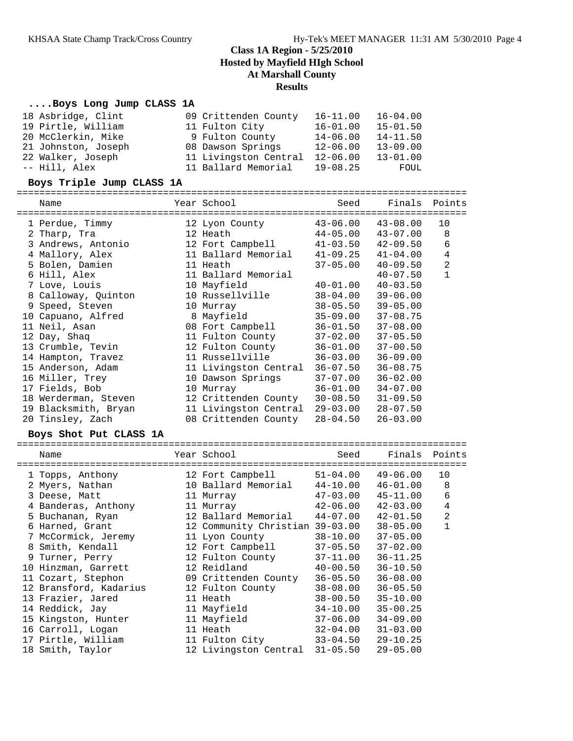# Class 1A Region - 5/25/2010

**Hosted by Mayfield HIgh School**

**At Marshall County**

**Results**

### ....Boys Long Jump CLASS 1A

| Name | Year | School | Seed | Finals |
|---|---|---|---|---|
| 18 Asbridge, Clint | 09 | Crittenden County | 16-11.00 | 16-04.00 |
| 19 Pirtle, William | 11 | Fulton City | 16-01.00 | 15-01.50 |
| 20 McClerkin, Mike | 9 | Fulton County | 14-06.00 | 14-11.50 |
| 21 Johnston, Joseph | 08 | Dawson Springs | 12-06.00 | 13-09.00 |
| 22 Walker, Joseph | 11 | Livingston Central | 12-06.00 | 13-01.00 |
| -- Hill, Alex | 11 | Ballard Memorial | 19-08.25 | FOUL |

### Boys Triple Jump CLASS 1A

| Name | Year | School | Seed | Finals | Points |
|---|---|---|---|---|---|
| 1 Perdue, Timmy | 12 | Lyon County | 43-06.00 | 43-08.00 | 10 |
| 2 Tharp, Tra | 12 | Heath | 44-05.00 | 43-07.00 | 8 |
| 3 Andrews, Antonio | 12 | Fort Campbell | 41-03.50 | 42-09.50 | 6 |
| 4 Mallory, Alex | 11 | Ballard Memorial | 41-09.25 | 41-04.00 | 4 |
| 5 Bolen, Damien | 11 | Heath | 37-05.00 | 40-09.50 | 2 |
| 6 Hill, Alex | 11 | Ballard Memorial | | 40-07.50 | 1 |
| 7 Love, Louis | 10 | Mayfield | 40-01.00 | 40-03.50 | |
| 8 Calloway, Quinton | 10 | Russellville | 38-04.00 | 39-06.00 | |
| 9 Speed, Steven | 10 | Murray | 38-05.50 | 39-05.00 | |
| 10 Capuano, Alfred | 8 | Mayfield | 35-09.00 | 37-08.75 | |
| 11 Neil, Asan | 08 | Fort Campbell | 36-01.50 | 37-08.00 | |
| 12 Day, Shaq | 11 | Fulton County | 37-02.00 | 37-05.50 | |
| 13 Crumble, Tevin | 12 | Fulton County | 36-01.00 | 37-00.50 | |
| 14 Hampton, Travez | 11 | Russellville | 36-03.00 | 36-09.00 | |
| 15 Anderson, Adam | 11 | Livingston Central | 36-07.50 | 36-08.75 | |
| 16 Miller, Trey | 10 | Dawson Springs | 37-07.00 | 36-02.00 | |
| 17 Fields, Bob | 10 | Murray | 36-01.00 | 34-07.00 | |
| 18 Werderman, Steven | 12 | Crittenden County | 30-08.50 | 31-09.50 | |
| 19 Blacksmith, Bryan | 11 | Livingston Central | 29-03.00 | 28-07.50 | |
| 20 Tinsley, Zach | 08 | Crittenden County | 28-04.50 | 26-03.00 | |

### Boys Shot Put CLASS 1A

| Name | Year | School | Seed | Finals | Points |
|---|---|---|---|---|---|
| 1 Topps, Anthony | 12 | Fort Campbell | 51-04.00 | 49-06.00 | 10 |
| 2 Myers, Nathan | 10 | Ballard Memorial | 44-10.00 | 46-01.00 | 8 |
| 3 Deese, Matt | 11 | Murray | 47-03.00 | 45-11.00 | 6 |
| 4 Banderas, Anthony | 11 | Murray | 42-06.00 | 42-03.00 | 4 |
| 5 Buchanan, Ryan | 12 | Ballard Memorial | 44-07.00 | 42-01.50 | 2 |
| 6 Harned, Grant | 12 | Community Christian | 39-03.00 | 38-05.00 | 1 |
| 7 McCormick, Jeremy | 11 | Lyon County | 38-10.00 | 37-05.00 | |
| 8 Smith, Kendall | 12 | Fort Campbell | 37-05.50 | 37-02.00 | |
| 9 Turner, Perry | 12 | Fulton County | 37-11.00 | 36-11.25 | |
| 10 Hinzman, Garrett | 12 | Reidland | 40-00.50 | 36-10.50 | |
| 11 Cozart, Stephon | 09 | Crittenden County | 36-05.50 | 36-08.00 | |
| 12 Bransford, Kadarius | 12 | Fulton County | 38-08.00 | 36-05.50 | |
| 13 Frazier, Jared | 11 | Heath | 38-00.50 | 35-10.00 | |
| 14 Reddick, Jay | 11 | Mayfield | 34-10.00 | 35-00.25 | |
| 15 Kingston, Hunter | 11 | Mayfield | 37-06.00 | 34-09.00 | |
| 16 Carroll, Logan | 11 | Heath | 32-04.00 | 31-03.00 | |
| 17 Pirtle, William | 11 | Fulton City | 33-04.50 | 29-10.25 | |
| 18 Smith, Taylor | 12 | Livingston Central | 31-05.50 | 29-05.00 | |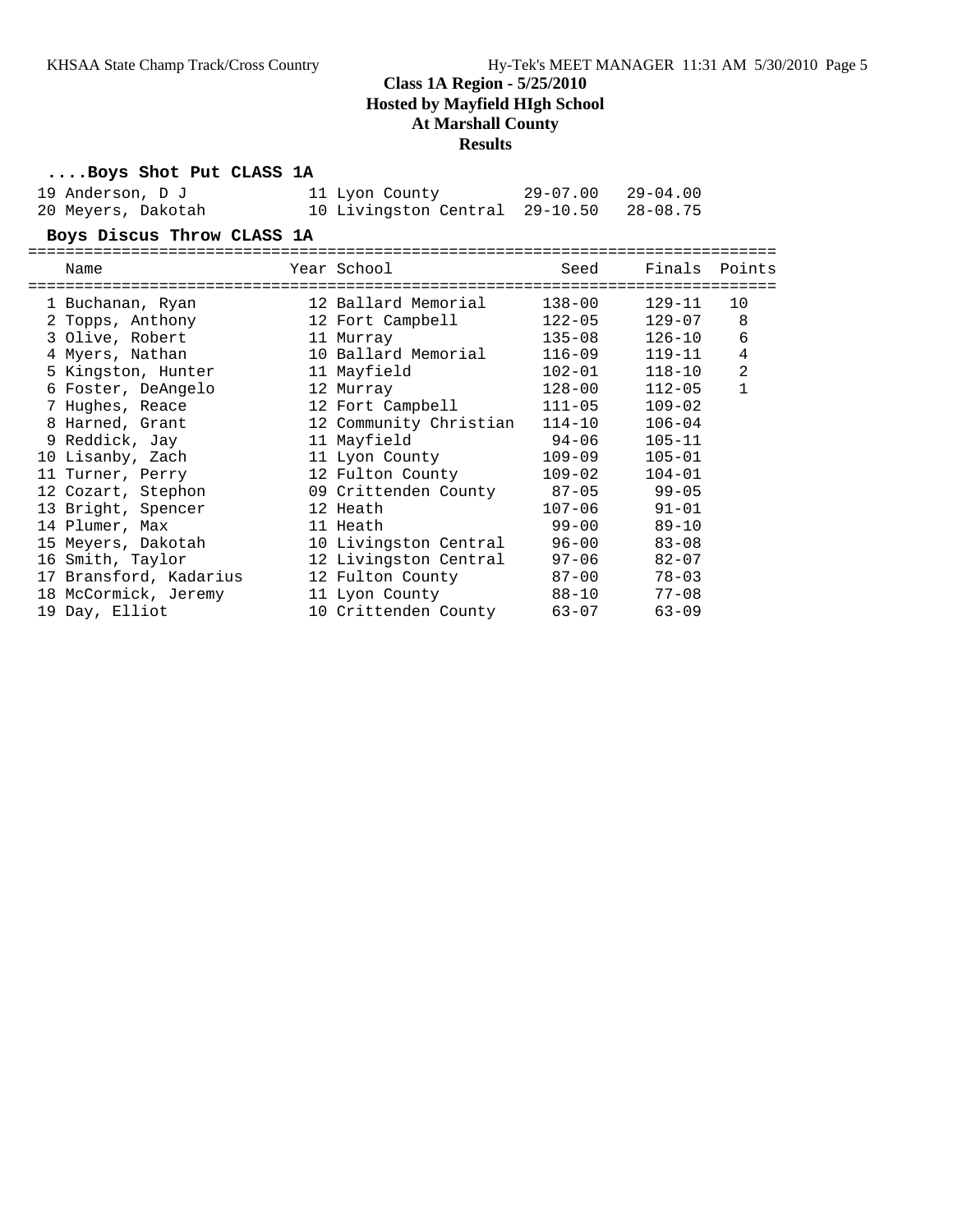## Class 1A Region - 5/25/2010
### Hosted by Mayfield HIgh School
### At Marshall County
### Results

**....Boys Shot Put CLASS 1A**

| | | | | |
|---|---|---|---|---|
| 19 | Anderson, D J | 11 Lyon County | 29-07.00 | 29-04.00 |
| 20 | Meyers, Dakotah | 10 Livingston Central | 29-10.50 | 28-08.75 |

**Boys Discus Throw CLASS 1A**

| | Name | Year | School | Seed | Finals | Points |
|---|---|---|---|---|---|---|
| 1 | Buchanan, Ryan | 12 | Ballard Memorial | 138-00 | 129-11 | 10 |
| 2 | Topps, Anthony | 12 | Fort Campbell | 122-05 | 129-07 | 8 |
| 3 | Olive, Robert | 11 | Murray | 135-08 | 126-10 | 6 |
| 4 | Myers, Nathan | 10 | Ballard Memorial | 116-09 | 119-11 | 4 |
| 5 | Kingston, Hunter | 11 | Mayfield | 102-01 | 118-10 | 2 |
| 6 | Foster, DeAngelo | 12 | Murray | 128-00 | 112-05 | 1 |
| 7 | Hughes, Reace | 12 | Fort Campbell | 111-05 | 109-02 | |
| 8 | Harned, Grant | 12 | Community Christian | 114-10 | 106-04 | |
| 9 | Reddick, Jay | 11 | Mayfield | 94-06 | 105-11 | |
| 10 | Lisanby, Zach | 11 | Lyon County | 109-09 | 105-01 | |
| 11 | Turner, Perry | 12 | Fulton County | 109-02 | 104-01 | |
| 12 | Cozart, Stephon | 09 | Crittenden County | 87-05 | 99-05 | |
| 13 | Bright, Spencer | 12 | Heath | 107-06 | 91-01 | |
| 14 | Plumer, Max | 11 | Heath | 99-00 | 89-10 | |
| 15 | Meyers, Dakotah | 10 | Livingston Central | 96-00 | 83-08 | |
| 16 | Smith, Taylor | 12 | Livingston Central | 97-06 | 82-07 | |
| 17 | Bransford, Kadarius | 12 | Fulton County | 87-00 | 78-03 | |
| 18 | McCormick, Jeremy | 11 | Lyon County | 88-10 | 77-08 | |
| 19 | Day, Elliot | 10 | Crittenden County | 63-07 | 63-09 | |